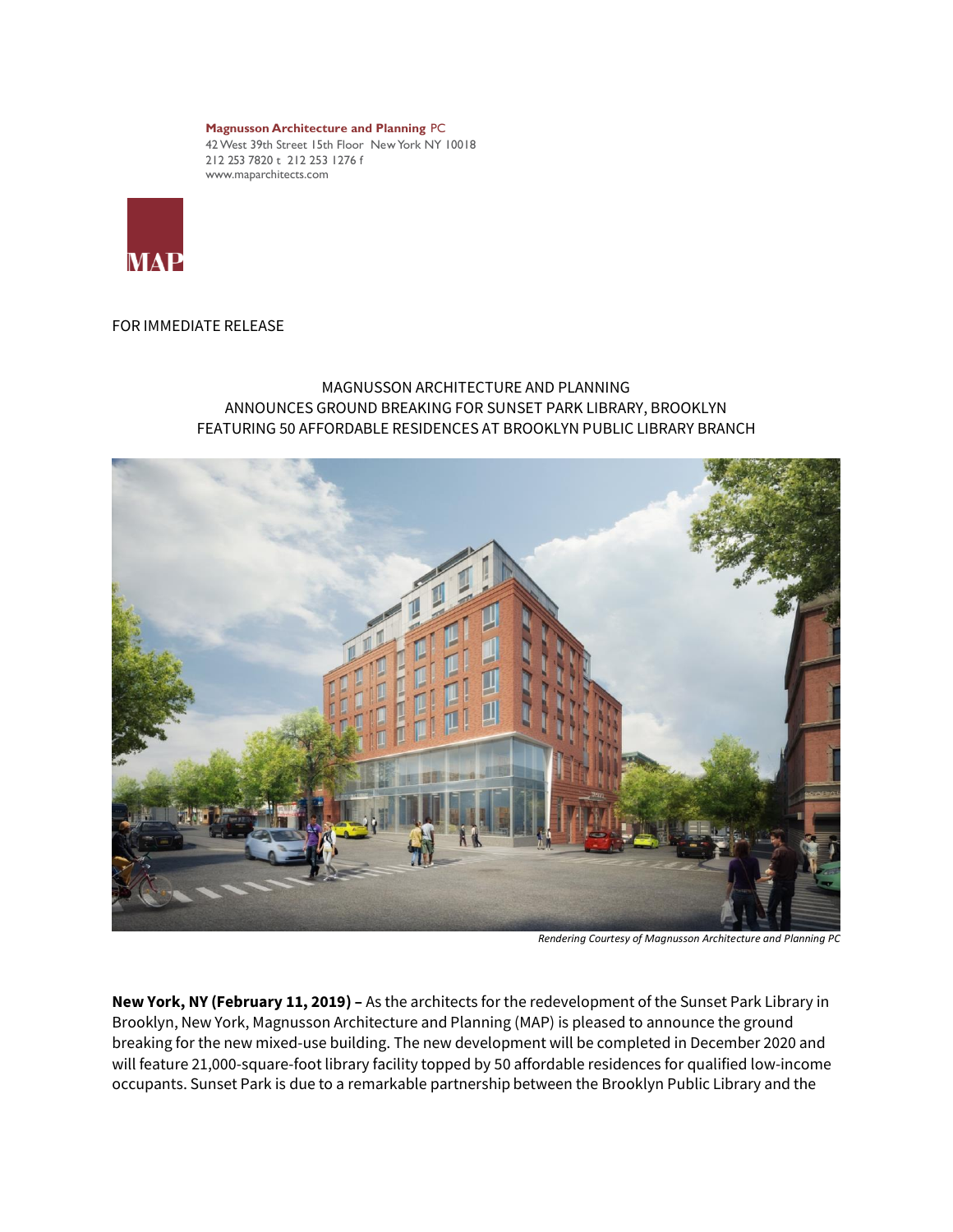**Magnusson Architecture and Planning** PC
42 West 39th Street 15th Floor New York NY 10018
212 253 7820 t 212 253 1276 f
www.maparchitects.com

MAP

FOR IMMEDIATE RELEASE

# MAGNUSSON ARCHITECTURE AND PLANNING ANNOUNCES GROUND BREAKING FOR SUNSET PARK LIBRARY, BROOKLYN FEATURING 50 AFFORDABLE RESIDENCES AT BROOKLYN PUBLIC LIBRARY BRANCH

*Rendering Courtesy of Magnusson Architecture and Planning PC*

**New York, NY (February 11, 2019) –** As the architects for the redevelopment of the Sunset Park Library in Brooklyn, New York, Magnusson Architecture and Planning (MAP) is pleased to announce the ground breaking for the new mixed-use building. The new development will be completed in December 2020 and will feature 21,000-square-foot library facility topped by 50 affordable residences for qualified low-income occupants. Sunset Park is due to a remarkable partnership between the Brooklyn Public Library and the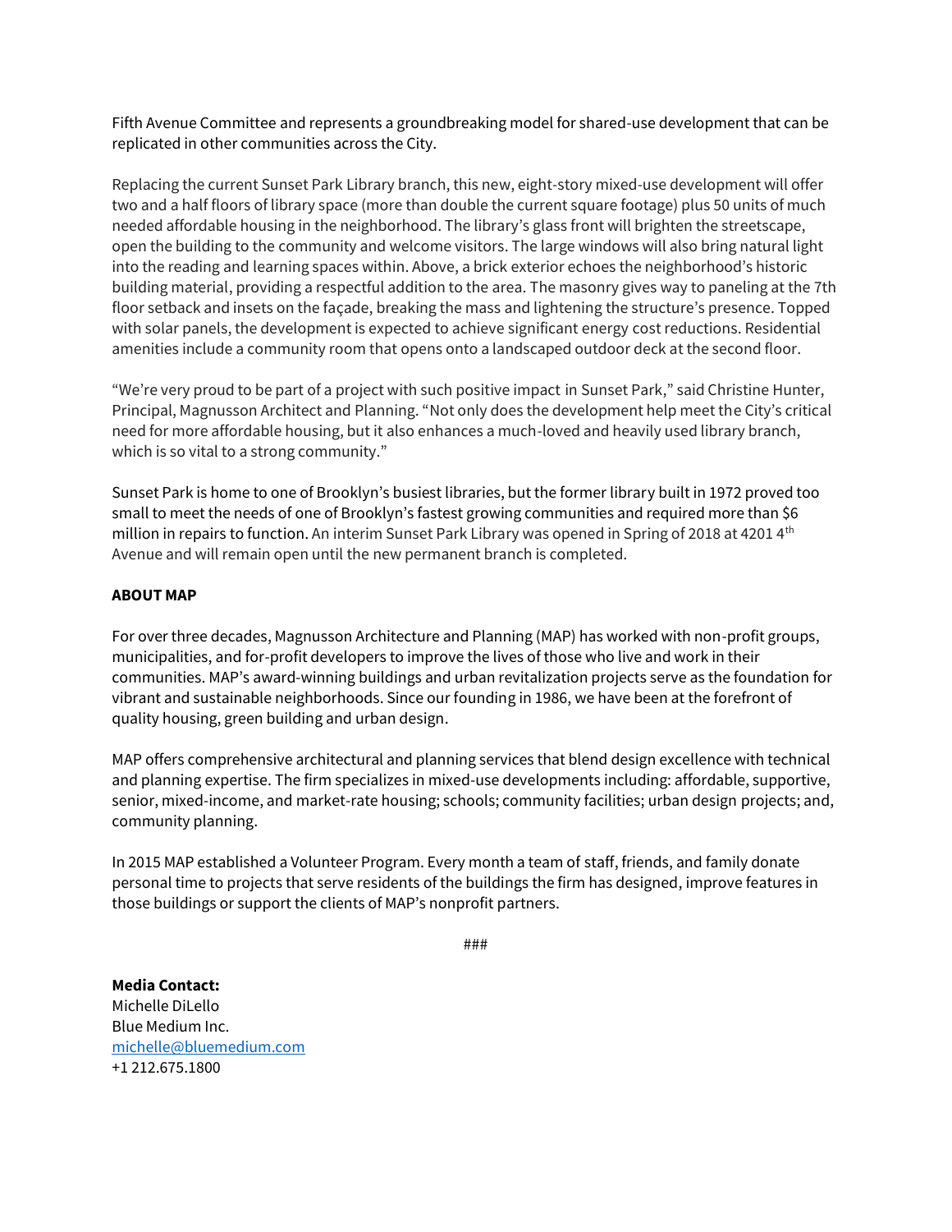Fifth Avenue Committee and represents a groundbreaking model for shared-use development that can be replicated in other communities across the City.

Replacing the current Sunset Park Library branch, this new, eight-story mixed-use development will offer two and a half floors of library space (more than double the current square footage) plus 50 units of much needed affordable housing in the neighborhood. The library's glass front will brighten the streetscape, open the building to the community and welcome visitors. The large windows will also bring natural light into the reading and learning spaces within. Above, a brick exterior echoes the neighborhood's historic building material, providing a respectful addition to the area. The masonry gives way to paneling at the 7th floor setback and insets on the façade, breaking the mass and lightening the structure's presence. Topped with solar panels, the development is expected to achieve significant energy cost reductions. Residential amenities include a community room that opens onto a landscaped outdoor deck at the second floor.

"We're very proud to be part of a project with such positive impact in Sunset Park," said Christine Hunter, Principal, Magnusson Architect and Planning. "Not only does the development help meet the City's critical need for more affordable housing, but it also enhances a much-loved and heavily used library branch, which is so vital to a strong community."

Sunset Park is home to one of Brooklyn's busiest libraries, but the former library built in 1972 proved too small to meet the needs of one of Brooklyn's fastest growing communities and required more than $6 million in repairs to function. An interim Sunset Park Library was opened in Spring of 2018 at 4201 4th Avenue and will remain open until the new permanent branch is completed.

**ABOUT MAP**

For over three decades, Magnusson Architecture and Planning (MAP) has worked with non-profit groups, municipalities, and for-profit developers to improve the lives of those who live and work in their communities. MAP's award-winning buildings and urban revitalization projects serve as the foundation for vibrant and sustainable neighborhoods. Since our founding in 1986, we have been at the forefront of quality housing, green building and urban design.

MAP offers comprehensive architectural and planning services that blend design excellence with technical and planning expertise. The firm specializes in mixed-use developments including: affordable, supportive, senior, mixed-income, and market-rate housing; schools; community facilities; urban design projects; and, community planning.

In 2015 MAP established a Volunteer Program. Every month a team of staff, friends, and family donate personal time to projects that serve residents of the buildings the firm has designed, improve features in those buildings or support the clients of MAP's nonprofit partners.

###

**Media Contact:**
Michelle DiLello
Blue Medium Inc.
michelle@bluemedium.com
+1 212.675.1800